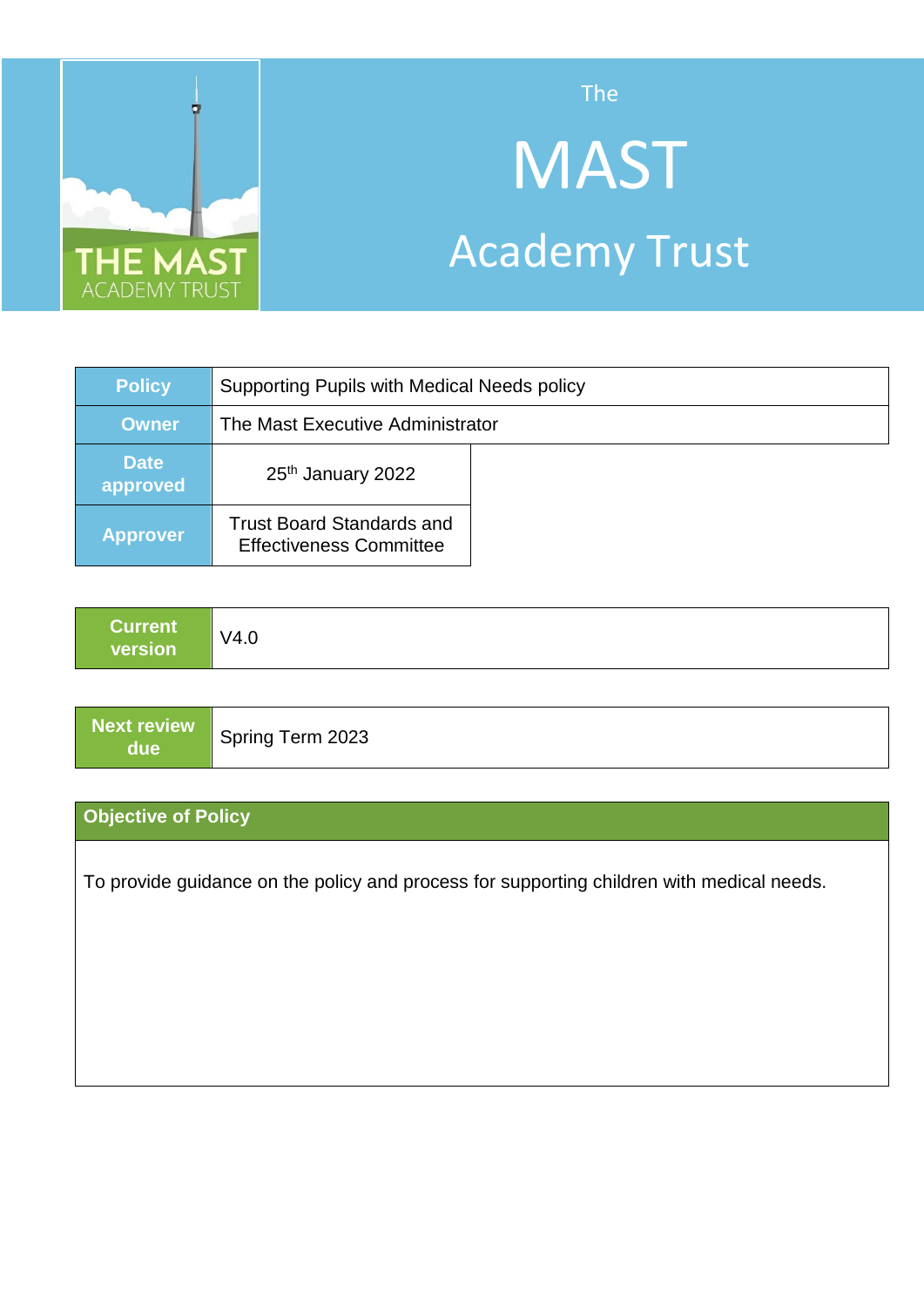# The MAST Academy Trust

| Policy | Supporting Pupils with Medical Needs policy |
| --- | --- |
| Owner | The Mast Executive Administrator |
| Date approved | 25th January 2022 |
| Approver | Trust Board Standards and Effectiveness Committee |

| Current version | V4.0 |
| --- | --- |

| Next review due | Spring Term 2023 |
| --- | --- |

| Objective of Policy |
| --- |
| To provide guidance on the policy and process for supporting children with medical needs. |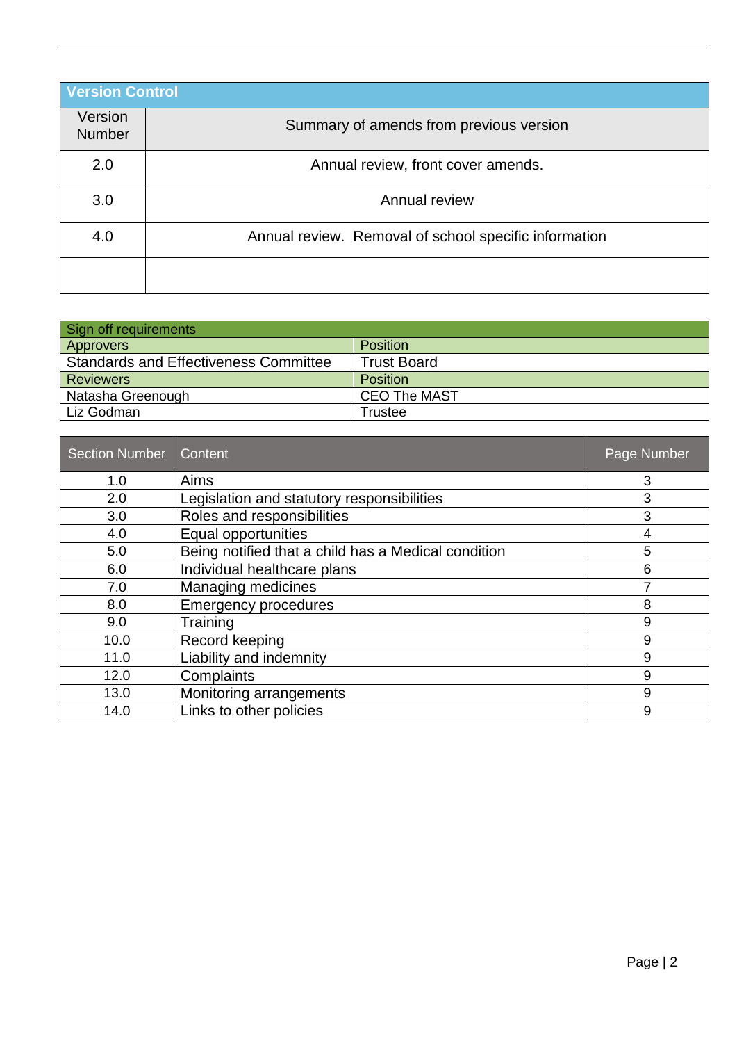| Version Control | |
|---|---|
| Version Number | Summary of amends from previous version |
| 2.0 | Annual review, front cover amends. |
| 3.0 | Annual review |
| 4.0 | Annual review.  Removal of school specific information |
| | |

| Sign off requirements | |
|---|---|
| Approvers | Position |
| Standards and Effectiveness Committee | Trust Board |
| Reviewers | Position |
| Natasha Greenough | CEO The MAST |
| Liz Godman | Trustee |

| Section Number | Content | Page Number |
|---|---|---|
| 1.0 | Aims | 3 |
| 2.0 | Legislation and statutory responsibilities | 3 |
| 3.0 | Roles and responsibilities | 3 |
| 4.0 | Equal opportunities | 4 |
| 5.0 | Being notified that a child has a Medical condition | 5 |
| 6.0 | Individual healthcare plans | 6 |
| 7.0 | Managing medicines | 7 |
| 8.0 | Emergency procedures | 8 |
| 9.0 | Training | 9 |
| 10.0 | Record keeping | 9 |
| 11.0 | Liability and indemnity | 9 |
| 12.0 | Complaints | 9 |
| 13.0 | Monitoring arrangements | 9 |
| 14.0 | Links to other policies | 9 |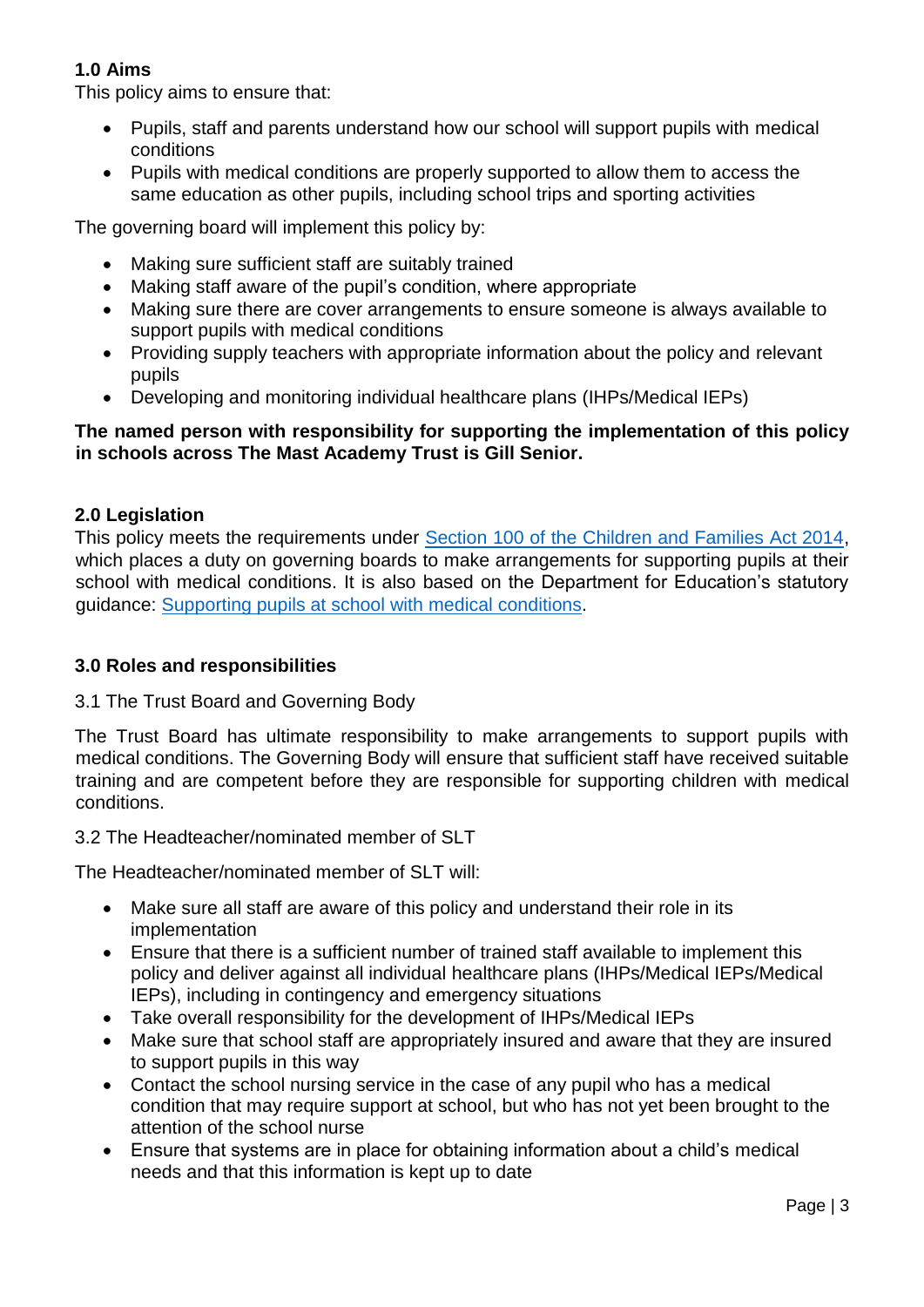## 1.0 Aims

This policy aims to ensure that:

- Pupils, staff and parents understand how our school will support pupils with medical conditions
- Pupils with medical conditions are properly supported to allow them to access the same education as other pupils, including school trips and sporting activities

The governing board will implement this policy by:

- Making sure sufficient staff are suitably trained
- Making staff aware of the pupil's condition, where appropriate
- Making sure there are cover arrangements to ensure someone is always available to support pupils with medical conditions
- Providing supply teachers with appropriate information about the policy and relevant pupils
- Developing and monitoring individual healthcare plans (IHPs/Medical IEPs)

**The named person with responsibility for supporting the implementation of this policy in schools across The Mast Academy Trust is Gill Senior.**

## 2.0 Legislation

This policy meets the requirements under [Section 100 of the Children and Families Act 2014](), which places a duty on governing boards to make arrangements for supporting pupils at their school with medical conditions. It is also based on the Department for Education's statutory guidance: [Supporting pupils at school with medical conditions]().

## 3.0 Roles and responsibilities

3.1 The Trust Board and Governing Body

The Trust Board has ultimate responsibility to make arrangements to support pupils with medical conditions. The Governing Body will ensure that sufficient staff have received suitable training and are competent before they are responsible for supporting children with medical conditions.

3.2 The Headteacher/nominated member of SLT

The Headteacher/nominated member of SLT will:

- Make sure all staff are aware of this policy and understand their role in its implementation
- Ensure that there is a sufficient number of trained staff available to implement this policy and deliver against all individual healthcare plans (IHPs/Medical IEPs/Medical IEPs), including in contingency and emergency situations
- Take overall responsibility for the development of IHPs/Medical IEPs
- Make sure that school staff are appropriately insured and aware that they are insured to support pupils in this way
- Contact the school nursing service in the case of any pupil who has a medical condition that may require support at school, but who has not yet been brought to the attention of the school nurse
- Ensure that systems are in place for obtaining information about a child's medical needs and that this information is kept up to date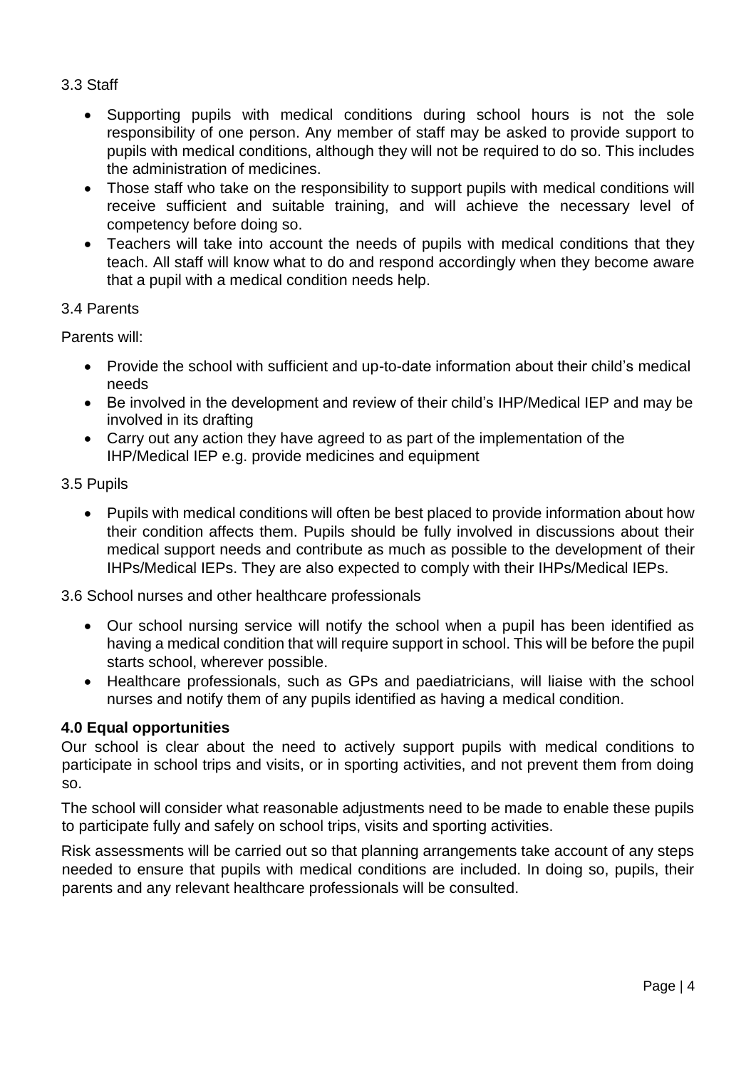### 3.3 Staff

- Supporting pupils with medical conditions during school hours is not the sole responsibility of one person. Any member of staff may be asked to provide support to pupils with medical conditions, although they will not be required to do so. This includes the administration of medicines.
- Those staff who take on the responsibility to support pupils with medical conditions will receive sufficient and suitable training, and will achieve the necessary level of competency before doing so.
- Teachers will take into account the needs of pupils with medical conditions that they teach. All staff will know what to do and respond accordingly when they become aware that a pupil with a medical condition needs help.

### 3.4 Parents

Parents will:

- Provide the school with sufficient and up-to-date information about their child's medical needs
- Be involved in the development and review of their child's IHP/Medical IEP and may be involved in its drafting
- Carry out any action they have agreed to as part of the implementation of the IHP/Medical IEP e.g. provide medicines and equipment

### 3.5 Pupils

- Pupils with medical conditions will often be best placed to provide information about how their condition affects them. Pupils should be fully involved in discussions about their medical support needs and contribute as much as possible to the development of their IHPs/Medical IEPs. They are also expected to comply with their IHPs/Medical IEPs.

### 3.6 School nurses and other healthcare professionals

- Our school nursing service will notify the school when a pupil has been identified as having a medical condition that will require support in school. This will be before the pupil starts school, wherever possible.
- Healthcare professionals, such as GPs and paediatricians, will liaise with the school nurses and notify them of any pupils identified as having a medical condition.

## 4.0 Equal opportunities

Our school is clear about the need to actively support pupils with medical conditions to participate in school trips and visits, or in sporting activities, and not prevent them from doing so.

The school will consider what reasonable adjustments need to be made to enable these pupils to participate fully and safely on school trips, visits and sporting activities.

Risk assessments will be carried out so that planning arrangements take account of any steps needed to ensure that pupils with medical conditions are included. In doing so, pupils, their parents and any relevant healthcare professionals will be consulted.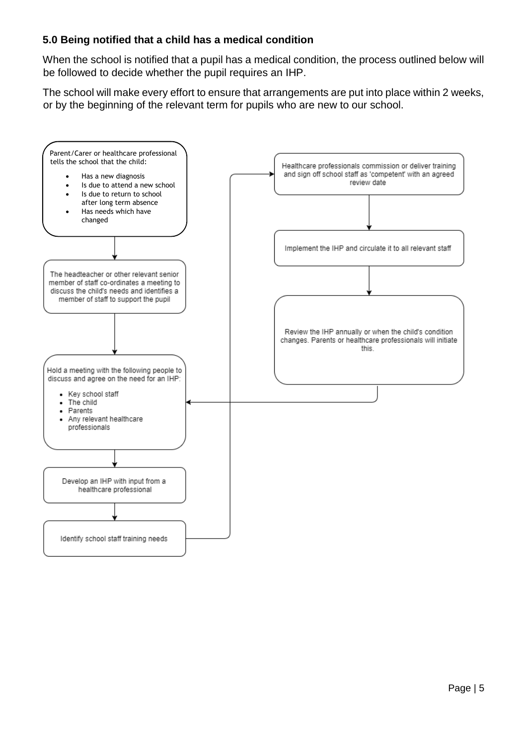### 5.0 Being notified that a child has a medical condition

When the school is notified that a pupil has a medical condition, the process outlined below will be followed to decide whether the pupil requires an IHP.

The school will make every effort to ensure that arrangements are put into place within 2 weeks, or by the beginning of the relevant term for pupils who are new to our school.

Parent/Carer or healthcare professional tells the school that the child:

- Has a new diagnosis
- Is due to attend a new school
- Is due to return to school after long term absence
- Has needs which have changed

↓

The headteacher or other relevant senior member of staff co-ordinates a meeting to discuss the child's needs and identifies a member of staff to support the pupil

↓

Hold a meeting with the following people to discuss and agree on the need for an IHP:

- Key school staff
- The child
- Parents
- Any relevant healthcare professionals

↓

Develop an IHP with input from a healthcare professional

↓

Identify school staff training needs

↓

Healthcare professionals commission or deliver training and sign off school staff as 'competent' with an agreed review date

↓

Implement the IHP and circulate it to all relevant staff

↓

Review the IHP annually or when the child's condition changes. Parents or healthcare professionals will initiate this.

↓ (returns to "Hold a meeting with the following people to discuss and agree on the need for an IHP")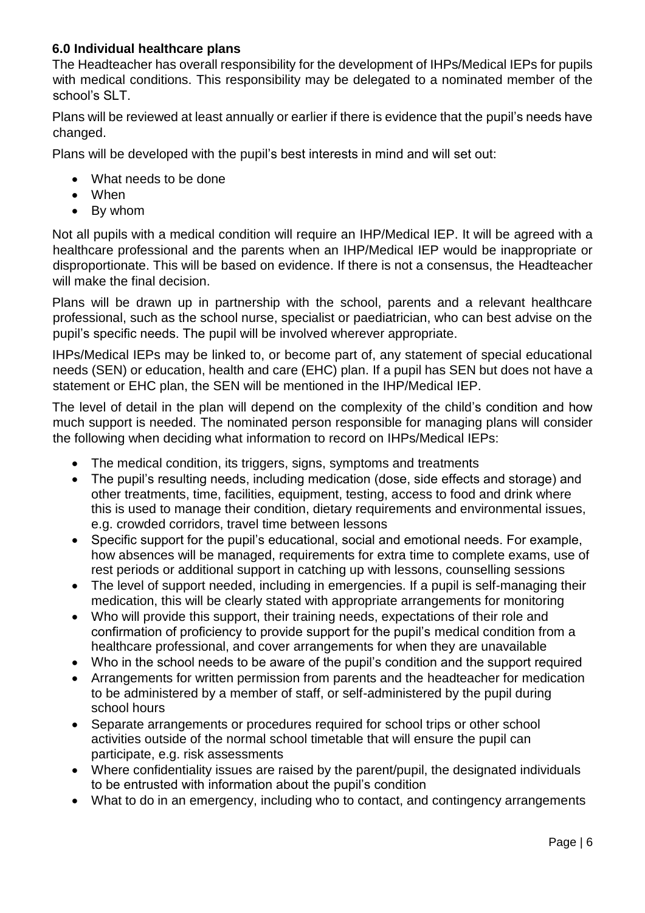## 6.0 Individual healthcare plans

The Headteacher has overall responsibility for the development of IHPs/Medical IEPs for pupils with medical conditions. This responsibility may be delegated to a nominated member of the school's SLT.

Plans will be reviewed at least annually or earlier if there is evidence that the pupil's needs have changed.

Plans will be developed with the pupil's best interests in mind and will set out:

- What needs to be done
- When
- By whom

Not all pupils with a medical condition will require an IHP/Medical IEP. It will be agreed with a healthcare professional and the parents when an IHP/Medical IEP would be inappropriate or disproportionate. This will be based on evidence. If there is not a consensus, the Headteacher will make the final decision.

Plans will be drawn up in partnership with the school, parents and a relevant healthcare professional, such as the school nurse, specialist or paediatrician, who can best advise on the pupil's specific needs. The pupil will be involved wherever appropriate.

IHPs/Medical IEPs may be linked to, or become part of, any statement of special educational needs (SEN) or education, health and care (EHC) plan. If a pupil has SEN but does not have a statement or EHC plan, the SEN will be mentioned in the IHP/Medical IEP.

The level of detail in the plan will depend on the complexity of the child's condition and how much support is needed. The nominated person responsible for managing plans will consider the following when deciding what information to record on IHPs/Medical IEPs:

- The medical condition, its triggers, signs, symptoms and treatments
- The pupil's resulting needs, including medication (dose, side effects and storage) and other treatments, time, facilities, equipment, testing, access to food and drink where this is used to manage their condition, dietary requirements and environmental issues, e.g. crowded corridors, travel time between lessons
- Specific support for the pupil's educational, social and emotional needs. For example, how absences will be managed, requirements for extra time to complete exams, use of rest periods or additional support in catching up with lessons, counselling sessions
- The level of support needed, including in emergencies. If a pupil is self-managing their medication, this will be clearly stated with appropriate arrangements for monitoring
- Who will provide this support, their training needs, expectations of their role and confirmation of proficiency to provide support for the pupil's medical condition from a healthcare professional, and cover arrangements for when they are unavailable
- Who in the school needs to be aware of the pupil's condition and the support required
- Arrangements for written permission from parents and the headteacher for medication to be administered by a member of staff, or self-administered by the pupil during school hours
- Separate arrangements or procedures required for school trips or other school activities outside of the normal school timetable that will ensure the pupil can participate, e.g. risk assessments
- Where confidentiality issues are raised by the parent/pupil, the designated individuals to be entrusted with information about the pupil's condition
- What to do in an emergency, including who to contact, and contingency arrangements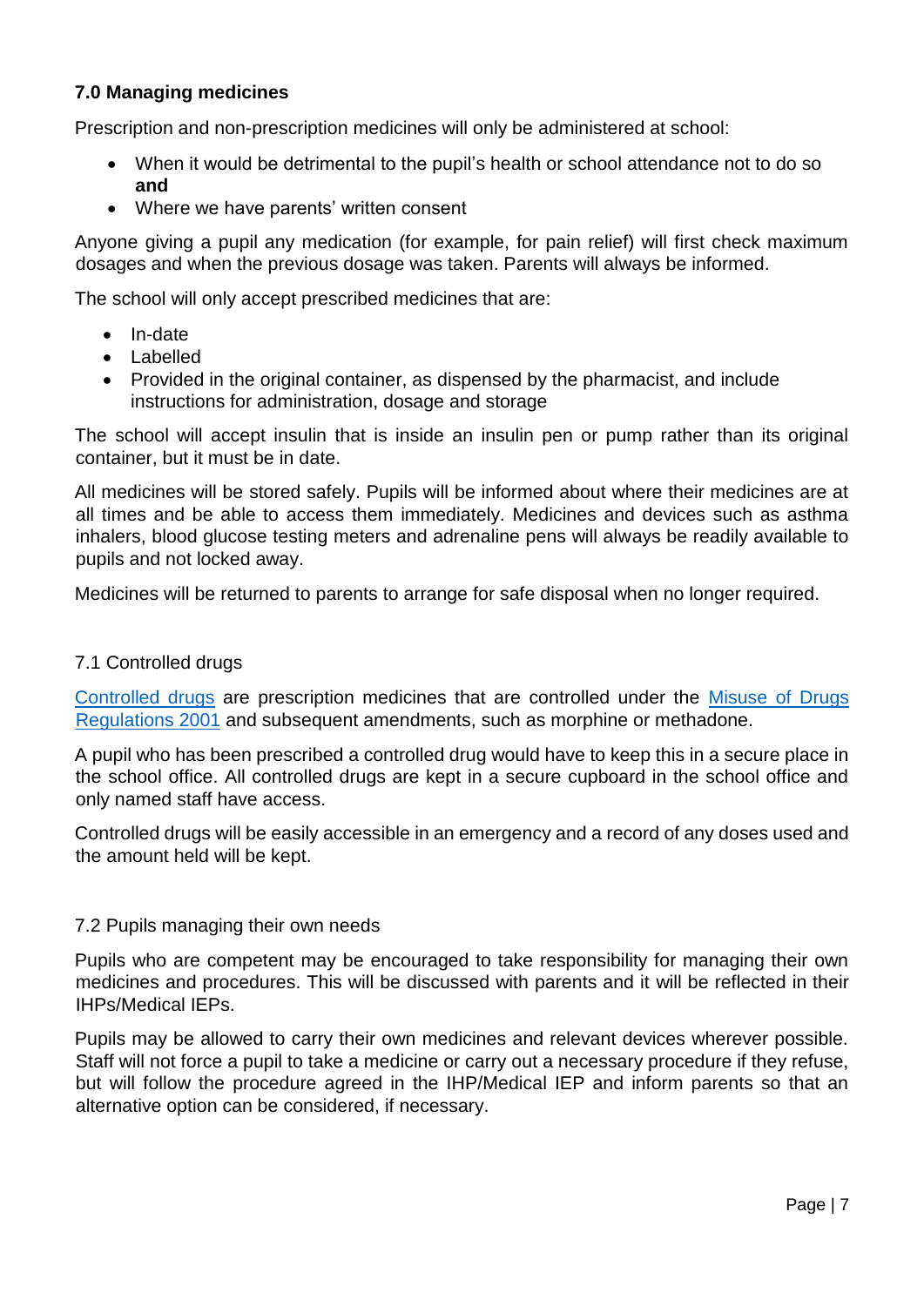### 7.0 Managing medicines

Prescription and non-prescription medicines will only be administered at school:

- When it would be detrimental to the pupil's health or school attendance not to do so **and**
- Where we have parents' written consent

Anyone giving a pupil any medication (for example, for pain relief) will first check maximum dosages and when the previous dosage was taken. Parents will always be informed.

The school will only accept prescribed medicines that are:

- In-date
- Labelled
- Provided in the original container, as dispensed by the pharmacist, and include instructions for administration, dosage and storage

The school will accept insulin that is inside an insulin pen or pump rather than its original container, but it must be in date.

All medicines will be stored safely. Pupils will be informed about where their medicines are at all times and be able to access them immediately. Medicines and devices such as asthma inhalers, blood glucose testing meters and adrenaline pens will always be readily available to pupils and not locked away.

Medicines will be returned to parents to arrange for safe disposal when no longer required.

#### 7.1 Controlled drugs

Controlled drugs are prescription medicines that are controlled under the Misuse of Drugs Regulations 2001 and subsequent amendments, such as morphine or methadone.

A pupil who has been prescribed a controlled drug would have to keep this in a secure place in the school office. All controlled drugs are kept in a secure cupboard in the school office and only named staff have access.

Controlled drugs will be easily accessible in an emergency and a record of any doses used and the amount held will be kept.

#### 7.2 Pupils managing their own needs

Pupils who are competent may be encouraged to take responsibility for managing their own medicines and procedures. This will be discussed with parents and it will be reflected in their IHPs/Medical IEPs.

Pupils may be allowed to carry their own medicines and relevant devices wherever possible. Staff will not force a pupil to take a medicine or carry out a necessary procedure if they refuse, but will follow the procedure agreed in the IHP/Medical IEP and inform parents so that an alternative option can be considered, if necessary.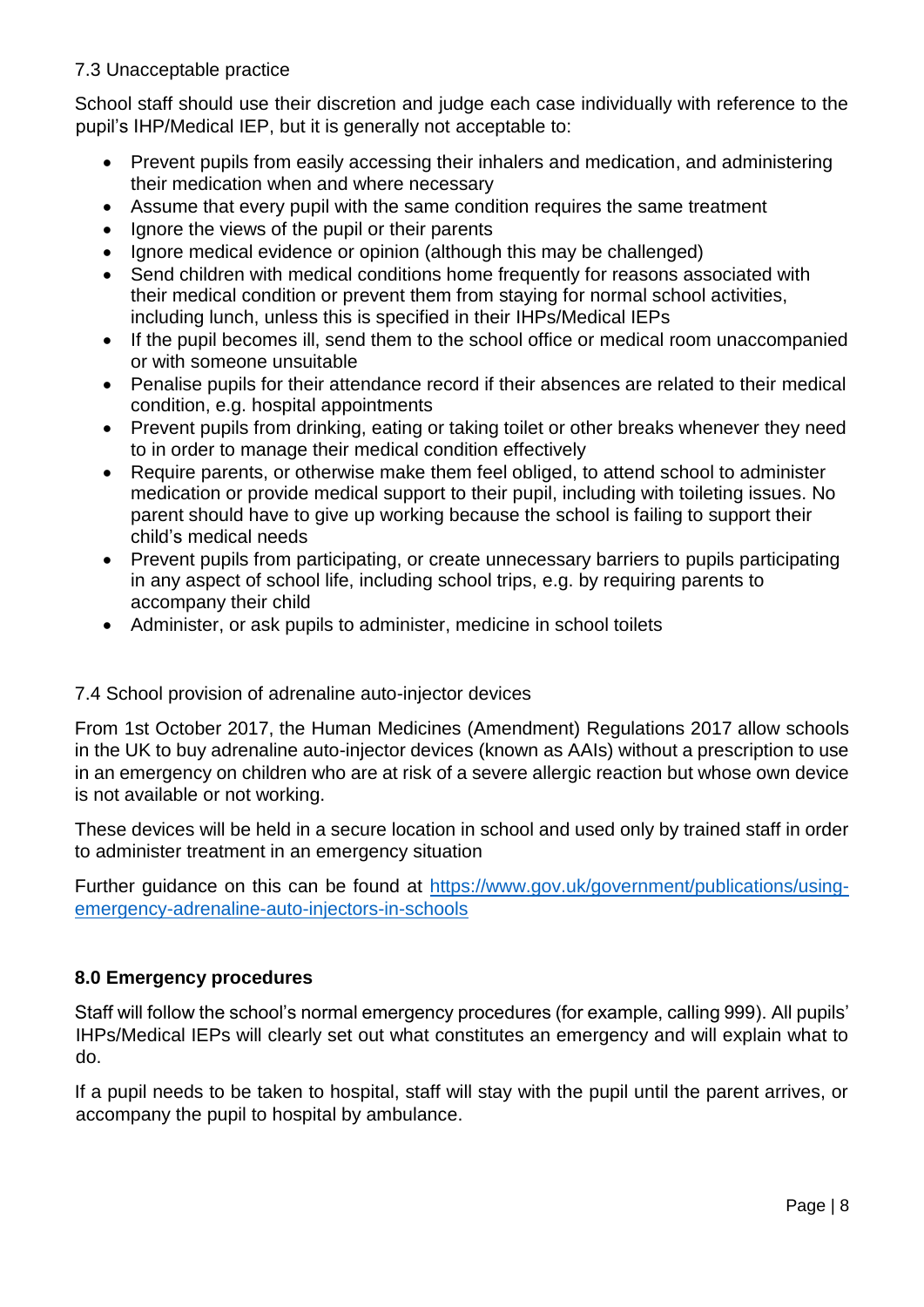### 7.3 Unacceptable practice

School staff should use their discretion and judge each case individually with reference to the pupil's IHP/Medical IEP, but it is generally not acceptable to:

- Prevent pupils from easily accessing their inhalers and medication, and administering their medication when and where necessary
- Assume that every pupil with the same condition requires the same treatment
- Ignore the views of the pupil or their parents
- Ignore medical evidence or opinion (although this may be challenged)
- Send children with medical conditions home frequently for reasons associated with their medical condition or prevent them from staying for normal school activities, including lunch, unless this is specified in their IHPs/Medical IEPs
- If the pupil becomes ill, send them to the school office or medical room unaccompanied or with someone unsuitable
- Penalise pupils for their attendance record if their absences are related to their medical condition, e.g. hospital appointments
- Prevent pupils from drinking, eating or taking toilet or other breaks whenever they need to in order to manage their medical condition effectively
- Require parents, or otherwise make them feel obliged, to attend school to administer medication or provide medical support to their pupil, including with toileting issues. No parent should have to give up working because the school is failing to support their child's medical needs
- Prevent pupils from participating, or create unnecessary barriers to pupils participating in any aspect of school life, including school trips, e.g. by requiring parents to accompany their child
- Administer, or ask pupils to administer, medicine in school toilets

### 7.4 School provision of adrenaline auto-injector devices

From 1st October 2017, the Human Medicines (Amendment) Regulations 2017 allow schools in the UK to buy adrenaline auto-injector devices (known as AAIs) without a prescription to use in an emergency on children who are at risk of a severe allergic reaction but whose own device is not available or not working.

These devices will be held in a secure location in school and used only by trained staff in order to administer treatment in an emergency situation

Further guidance on this can be found at [https://www.gov.uk/government/publications/using-emergency-adrenaline-auto-injectors-in-schools](https://www.gov.uk/government/publications/using-emergency-adrenaline-auto-injectors-in-schools)

## 8.0 Emergency procedures

Staff will follow the school's normal emergency procedures (for example, calling 999). All pupils' IHPs/Medical IEPs will clearly set out what constitutes an emergency and will explain what to do.

If a pupil needs to be taken to hospital, staff will stay with the pupil until the parent arrives, or accompany the pupil to hospital by ambulance.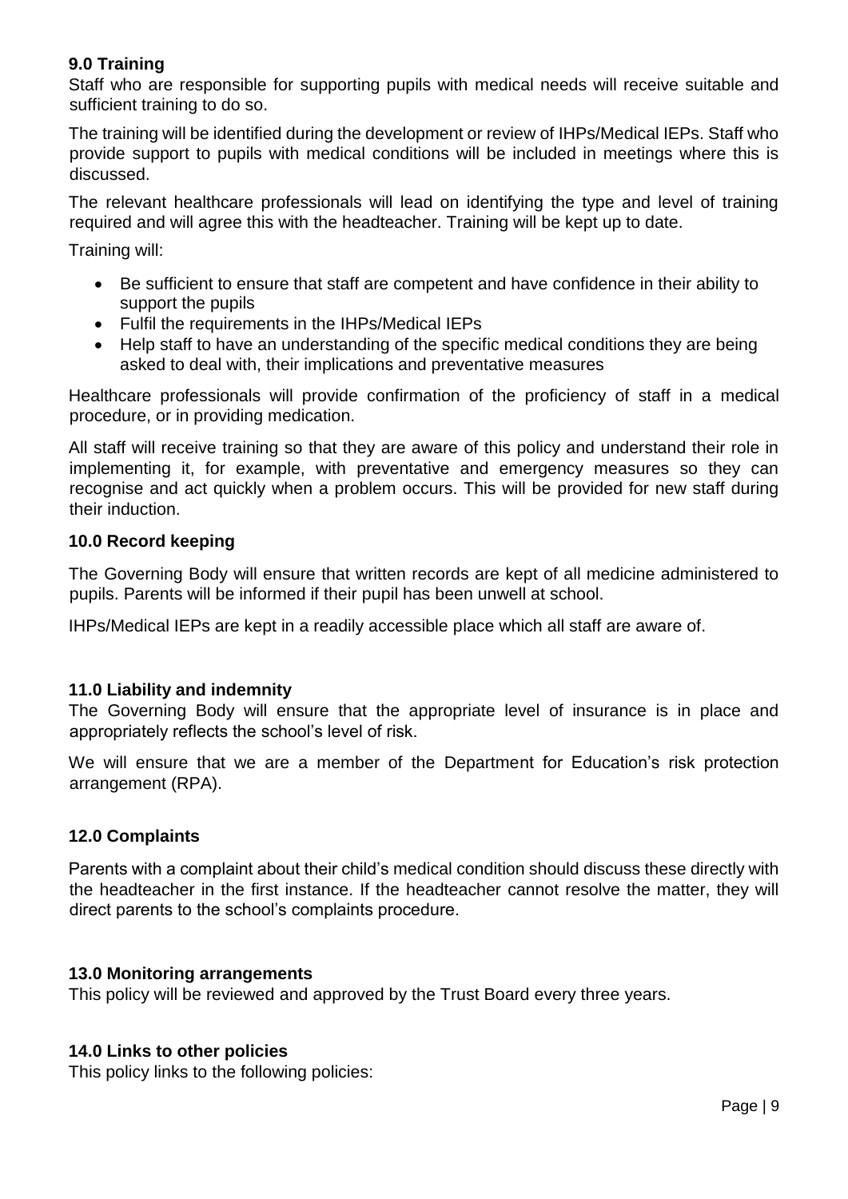### 9.0 Training

Staff who are responsible for supporting pupils with medical needs will receive suitable and sufficient training to do so.

The training will be identified during the development or review of IHPs/Medical IEPs. Staff who provide support to pupils with medical conditions will be included in meetings where this is discussed.

The relevant healthcare professionals will lead on identifying the type and level of training required and will agree this with the headteacher. Training will be kept up to date.

Training will:

- Be sufficient to ensure that staff are competent and have confidence in their ability to support the pupils
- Fulfil the requirements in the IHPs/Medical IEPs
- Help staff to have an understanding of the specific medical conditions they are being asked to deal with, their implications and preventative measures

Healthcare professionals will provide confirmation of the proficiency of staff in a medical procedure, or in providing medication.

All staff will receive training so that they are aware of this policy and understand their role in implementing it, for example, with preventative and emergency measures so they can recognise and act quickly when a problem occurs. This will be provided for new staff during their induction.

### 10.0 Record keeping

The Governing Body will ensure that written records are kept of all medicine administered to pupils. Parents will be informed if their pupil has been unwell at school.

IHPs/Medical IEPs are kept in a readily accessible place which all staff are aware of.

### 11.0 Liability and indemnity

The Governing Body will ensure that the appropriate level of insurance is in place and appropriately reflects the school's level of risk.

We will ensure that we are a member of the Department for Education's risk protection arrangement (RPA).

### 12.0 Complaints

Parents with a complaint about their child's medical condition should discuss these directly with the headteacher in the first instance. If the headteacher cannot resolve the matter, they will direct parents to the school's complaints procedure.

### 13.0 Monitoring arrangements

This policy will be reviewed and approved by the Trust Board every three years.

### 14.0 Links to other policies

This policy links to the following policies: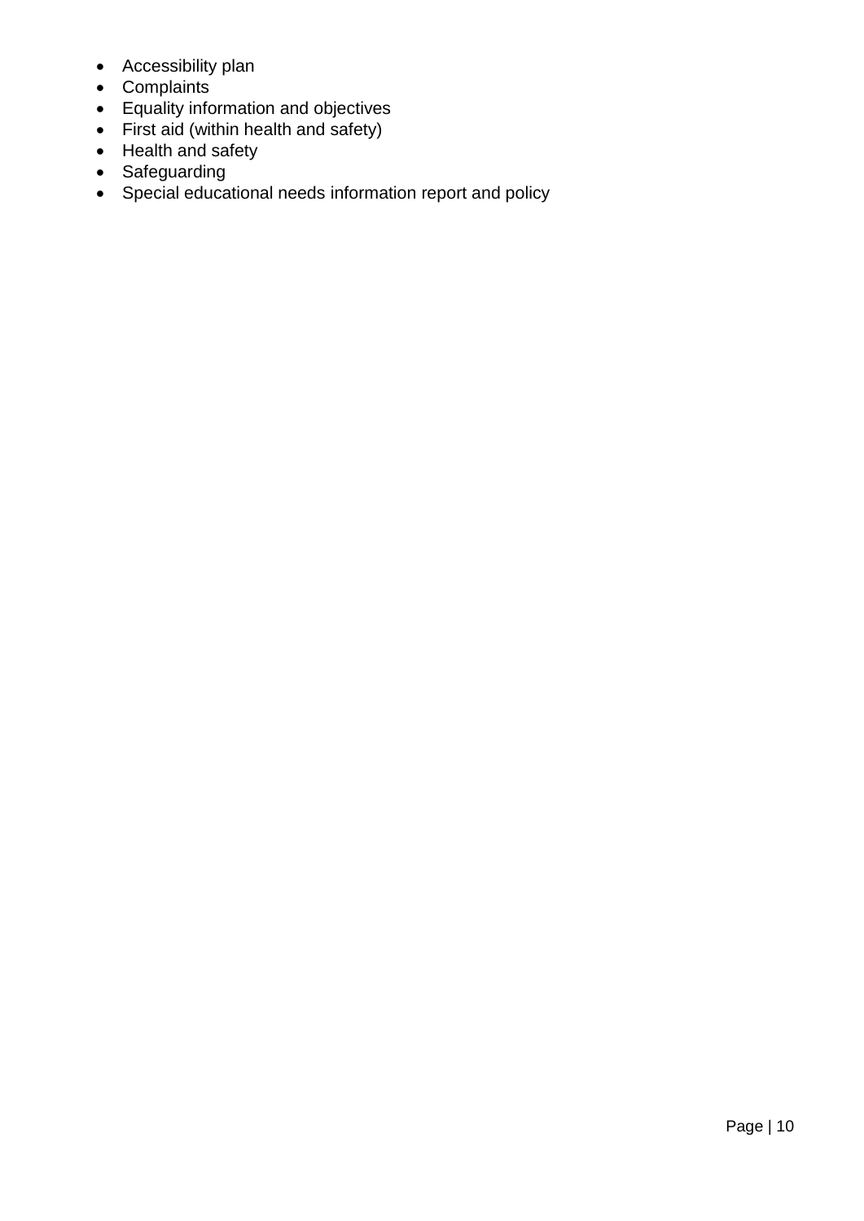- Accessibility plan
- Complaints
- Equality information and objectives
- First aid (within health and safety)
- Health and safety
- Safeguarding
- Special educational needs information report and policy